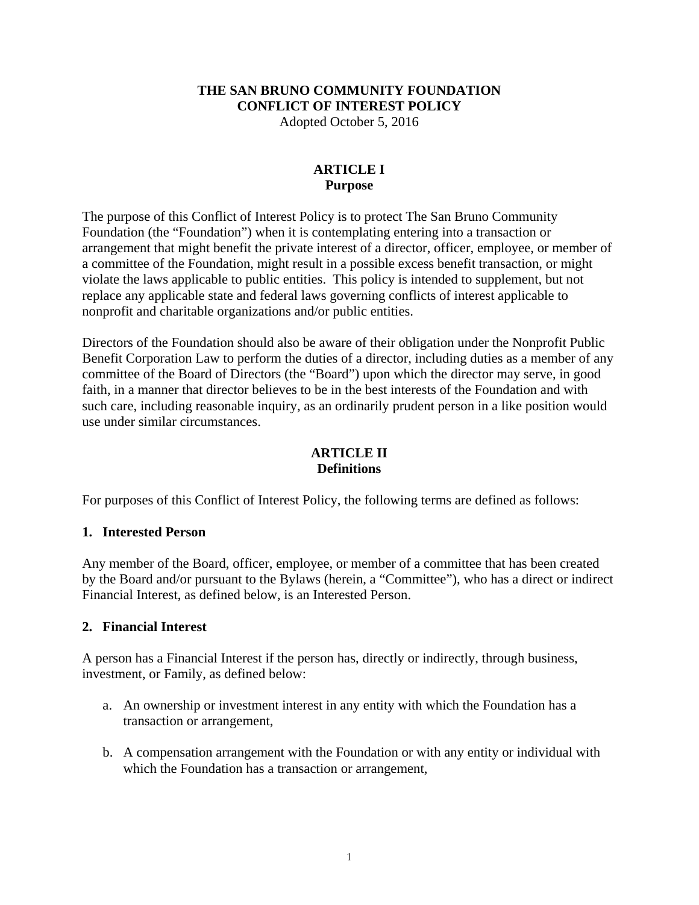# THE SAN BRUNO COMMUNITY FOUNDATION
# CONFLICT OF INTEREST POLICY

Adopted October 5, 2016

## ARTICLE I
## Purpose

The purpose of this Conflict of Interest Policy is to protect The San Bruno Community Foundation (the "Foundation") when it is contemplating entering into a transaction or arrangement that might benefit the private interest of a director, officer, employee, or member of a committee of the Foundation, might result in a possible excess benefit transaction, or might violate the laws applicable to public entities. This policy is intended to supplement, but not replace any applicable state and federal laws governing conflicts of interest applicable to nonprofit and charitable organizations and/or public entities.

Directors of the Foundation should also be aware of their obligation under the Nonprofit Public Benefit Corporation Law to perform the duties of a director, including duties as a member of any committee of the Board of Directors (the "Board") upon which the director may serve, in good faith, in a manner that director believes to be in the best interests of the Foundation and with such care, including reasonable inquiry, as an ordinarily prudent person in a like position would use under similar circumstances.

## ARTICLE II
## Definitions

For purposes of this Conflict of Interest Policy, the following terms are defined as follows:

### 1. Interested Person

Any member of the Board, officer, employee, or member of a committee that has been created by the Board and/or pursuant to the Bylaws (herein, a "Committee"), who has a direct or indirect Financial Interest, as defined below, is an Interested Person.

### 2. Financial Interest

A person has a Financial Interest if the person has, directly or indirectly, through business, investment, or Family, as defined below:

a. An ownership or investment interest in any entity with which the Foundation has a transaction or arrangement,

b. A compensation arrangement with the Foundation or with any entity or individual with which the Foundation has a transaction or arrangement,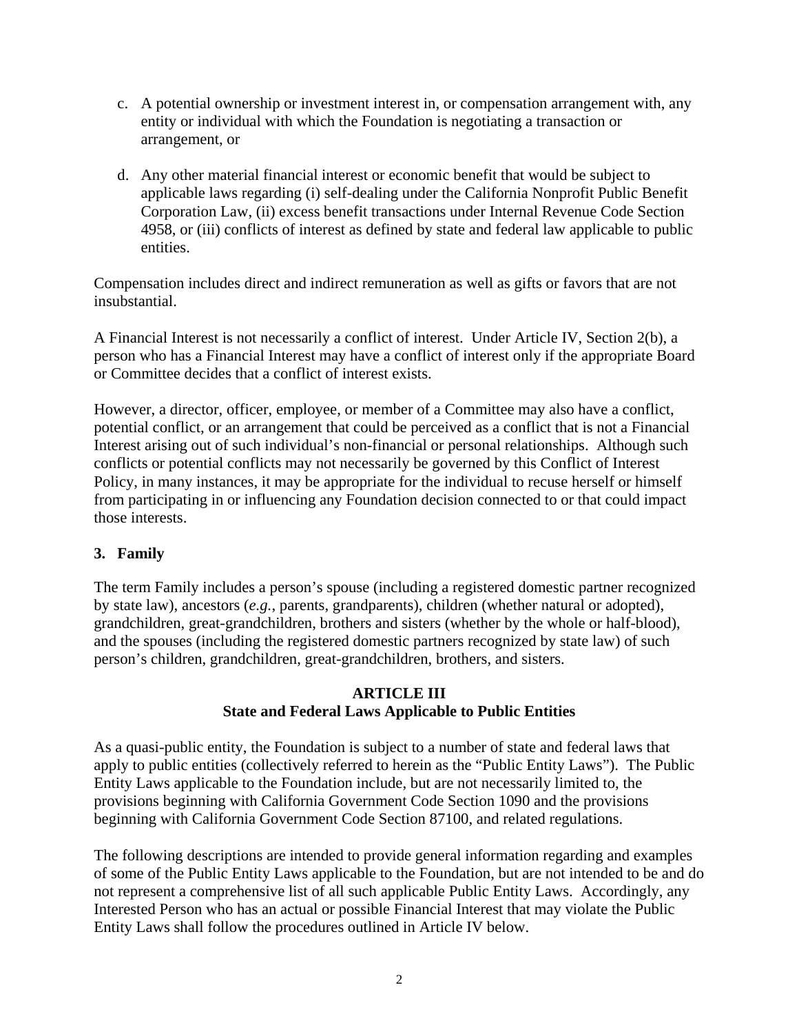c. A potential ownership or investment interest in, or compensation arrangement with, any entity or individual with which the Foundation is negotiating a transaction or arrangement, or

d. Any other material financial interest or economic benefit that would be subject to applicable laws regarding (i) self-dealing under the California Nonprofit Public Benefit Corporation Law, (ii) excess benefit transactions under Internal Revenue Code Section 4958, or (iii) conflicts of interest as defined by state and federal law applicable to public entities.

Compensation includes direct and indirect remuneration as well as gifts or favors that are not insubstantial.

A Financial Interest is not necessarily a conflict of interest. Under Article IV, Section 2(b), a person who has a Financial Interest may have a conflict of interest only if the appropriate Board or Committee decides that a conflict of interest exists.

However, a director, officer, employee, or member of a Committee may also have a conflict, potential conflict, or an arrangement that could be perceived as a conflict that is not a Financial Interest arising out of such individual's non-financial or personal relationships. Although such conflicts or potential conflicts may not necessarily be governed by this Conflict of Interest Policy, in many instances, it may be appropriate for the individual to recuse herself or himself from participating in or influencing any Foundation decision connected to or that could impact those interests.

### 3. Family

The term Family includes a person's spouse (including a registered domestic partner recognized by state law), ancestors (*e.g.*, parents, grandparents), children (whether natural or adopted), grandchildren, great-grandchildren, brothers and sisters (whether by the whole or half-blood), and the spouses (including the registered domestic partners recognized by state law) of such person's children, grandchildren, great-grandchildren, brothers, and sisters.

## ARTICLE III
## State and Federal Laws Applicable to Public Entities

As a quasi-public entity, the Foundation is subject to a number of state and federal laws that apply to public entities (collectively referred to herein as the "Public Entity Laws"). The Public Entity Laws applicable to the Foundation include, but are not necessarily limited to, the provisions beginning with California Government Code Section 1090 and the provisions beginning with California Government Code Section 87100, and related regulations.

The following descriptions are intended to provide general information regarding and examples of some of the Public Entity Laws applicable to the Foundation, but are not intended to be and do not represent a comprehensive list of all such applicable Public Entity Laws. Accordingly, any Interested Person who has an actual or possible Financial Interest that may violate the Public Entity Laws shall follow the procedures outlined in Article IV below.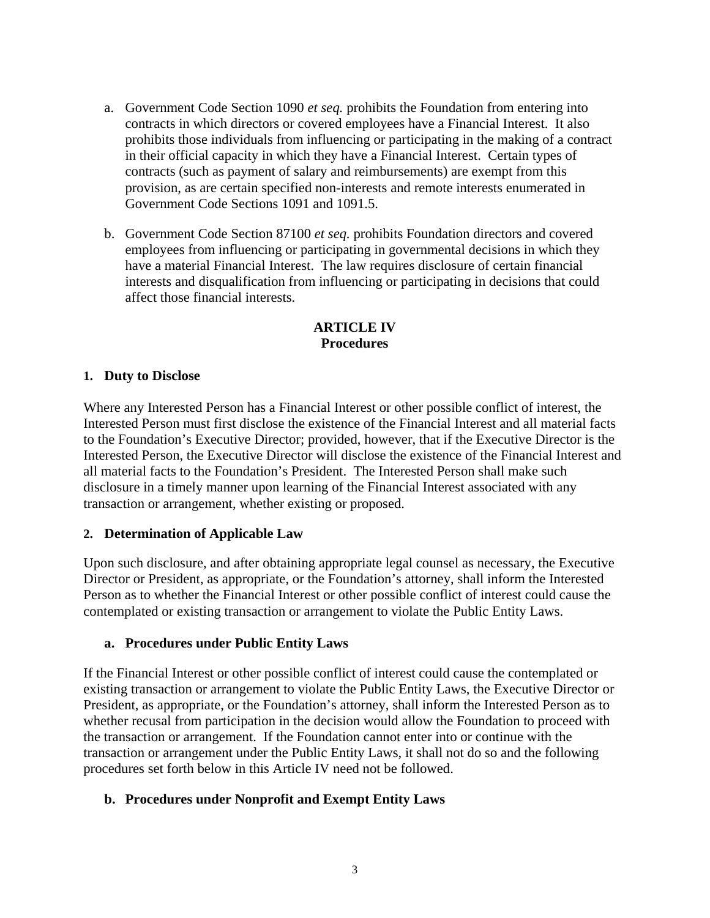a. Government Code Section 1090 *et seq.* prohibits the Foundation from entering into contracts in which directors or covered employees have a Financial Interest. It also prohibits those individuals from influencing or participating in the making of a contract in their official capacity in which they have a Financial Interest. Certain types of contracts (such as payment of salary and reimbursements) are exempt from this provision, as are certain specified non-interests and remote interests enumerated in Government Code Sections 1091 and 1091.5.

b. Government Code Section 87100 *et seq.* prohibits Foundation directors and covered employees from influencing or participating in governmental decisions in which they have a material Financial Interest. The law requires disclosure of certain financial interests and disqualification from influencing or participating in decisions that could affect those financial interests.

## ARTICLE IV
## Procedures

### 1. Duty to Disclose

Where any Interested Person has a Financial Interest or other possible conflict of interest, the Interested Person must first disclose the existence of the Financial Interest and all material facts to the Foundation's Executive Director; provided, however, that if the Executive Director is the Interested Person, the Executive Director will disclose the existence of the Financial Interest and all material facts to the Foundation's President. The Interested Person shall make such disclosure in a timely manner upon learning of the Financial Interest associated with any transaction or arrangement, whether existing or proposed.

### 2. Determination of Applicable Law

Upon such disclosure, and after obtaining appropriate legal counsel as necessary, the Executive Director or President, as appropriate, or the Foundation's attorney, shall inform the Interested Person as to whether the Financial Interest or other possible conflict of interest could cause the contemplated or existing transaction or arrangement to violate the Public Entity Laws.

#### a. Procedures under Public Entity Laws

If the Financial Interest or other possible conflict of interest could cause the contemplated or existing transaction or arrangement to violate the Public Entity Laws, the Executive Director or President, as appropriate, or the Foundation's attorney, shall inform the Interested Person as to whether recusal from participation in the decision would allow the Foundation to proceed with the transaction or arrangement. If the Foundation cannot enter into or continue with the transaction or arrangement under the Public Entity Laws, it shall not do so and the following procedures set forth below in this Article IV need not be followed.

#### b. Procedures under Nonprofit and Exempt Entity Laws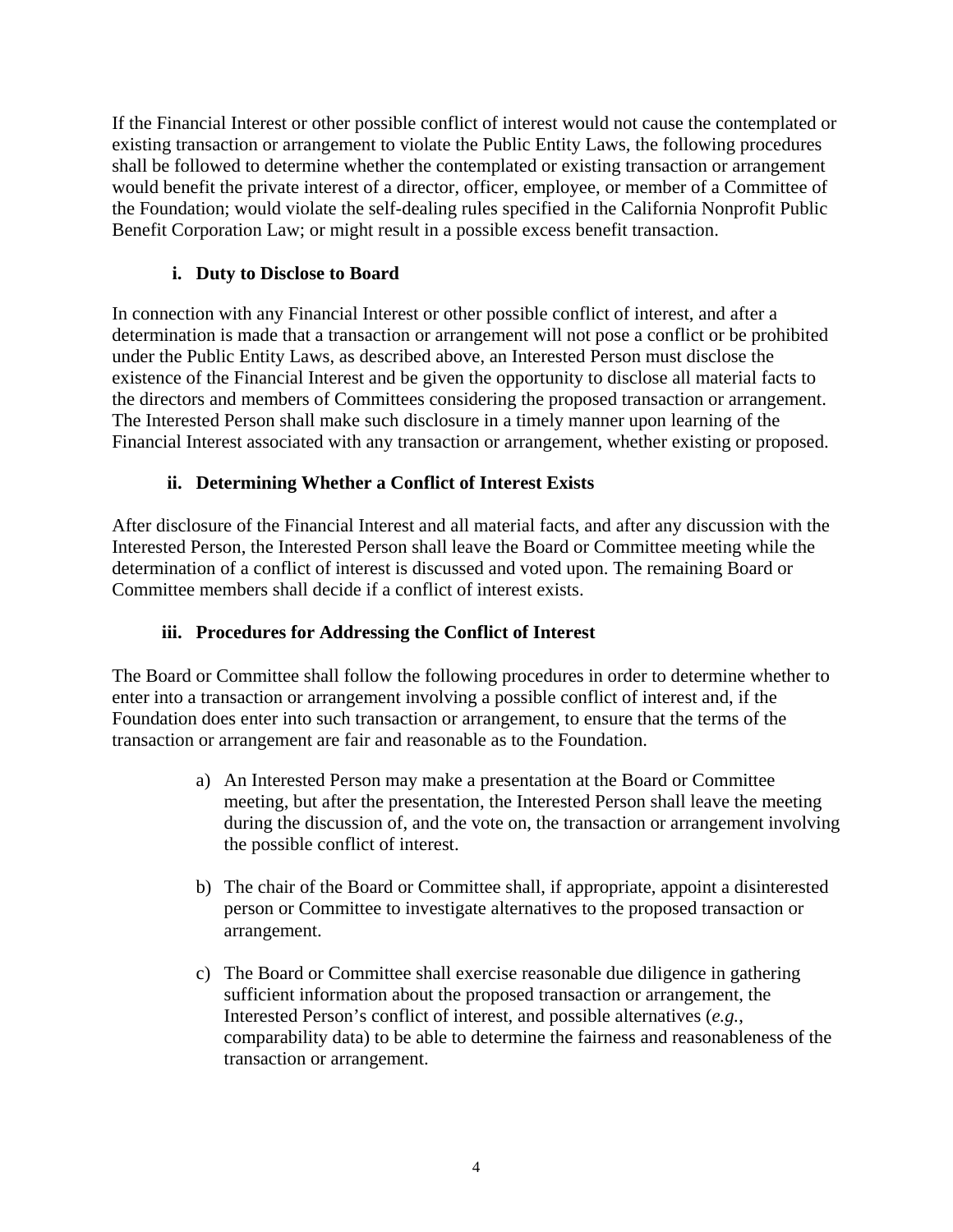If the Financial Interest or other possible conflict of interest would not cause the contemplated or existing transaction or arrangement to violate the Public Entity Laws, the following procedures shall be followed to determine whether the contemplated or existing transaction or arrangement would benefit the private interest of a director, officer, employee, or member of a Committee of the Foundation; would violate the self-dealing rules specified in the California Nonprofit Public Benefit Corporation Law; or might result in a possible excess benefit transaction.

### i. Duty to Disclose to Board

In connection with any Financial Interest or other possible conflict of interest, and after a determination is made that a transaction or arrangement will not pose a conflict or be prohibited under the Public Entity Laws, as described above, an Interested Person must disclose the existence of the Financial Interest and be given the opportunity to disclose all material facts to the directors and members of Committees considering the proposed transaction or arrangement. The Interested Person shall make such disclosure in a timely manner upon learning of the Financial Interest associated with any transaction or arrangement, whether existing or proposed.

### ii. Determining Whether a Conflict of Interest Exists

After disclosure of the Financial Interest and all material facts, and after any discussion with the Interested Person, the Interested Person shall leave the Board or Committee meeting while the determination of a conflict of interest is discussed and voted upon. The remaining Board or Committee members shall decide if a conflict of interest exists.

### iii. Procedures for Addressing the Conflict of Interest

The Board or Committee shall follow the following procedures in order to determine whether to enter into a transaction or arrangement involving a possible conflict of interest and, if the Foundation does enter into such transaction or arrangement, to ensure that the terms of the transaction or arrangement are fair and reasonable as to the Foundation.

a) An Interested Person may make a presentation at the Board or Committee meeting, but after the presentation, the Interested Person shall leave the meeting during the discussion of, and the vote on, the transaction or arrangement involving the possible conflict of interest.

b) The chair of the Board or Committee shall, if appropriate, appoint a disinterested person or Committee to investigate alternatives to the proposed transaction or arrangement.

c) The Board or Committee shall exercise reasonable due diligence in gathering sufficient information about the proposed transaction or arrangement, the Interested Person's conflict of interest, and possible alternatives (*e.g.*, comparability data) to be able to determine the fairness and reasonableness of the transaction or arrangement.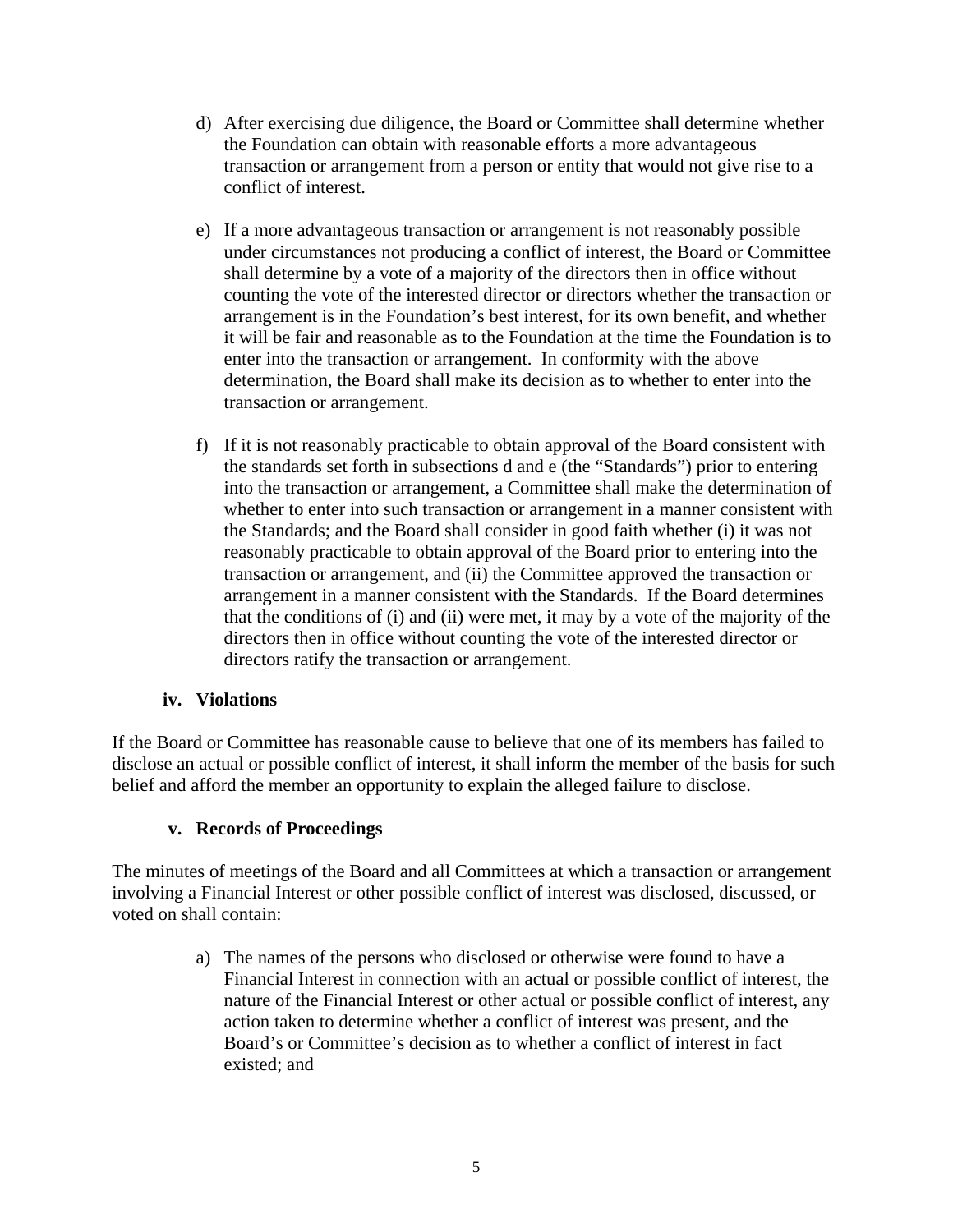d) After exercising due diligence, the Board or Committee shall determine whether the Foundation can obtain with reasonable efforts a more advantageous transaction or arrangement from a person or entity that would not give rise to a conflict of interest.

e) If a more advantageous transaction or arrangement is not reasonably possible under circumstances not producing a conflict of interest, the Board or Committee shall determine by a vote of a majority of the directors then in office without counting the vote of the interested director or directors whether the transaction or arrangement is in the Foundation's best interest, for its own benefit, and whether it will be fair and reasonable as to the Foundation at the time the Foundation is to enter into the transaction or arrangement. In conformity with the above determination, the Board shall make its decision as to whether to enter into the transaction or arrangement.

f) If it is not reasonably practicable to obtain approval of the Board consistent with the standards set forth in subsections d and e (the "Standards") prior to entering into the transaction or arrangement, a Committee shall make the determination of whether to enter into such transaction or arrangement in a manner consistent with the Standards; and the Board shall consider in good faith whether (i) it was not reasonably practicable to obtain approval of the Board prior to entering into the transaction or arrangement, and (ii) the Committee approved the transaction or arrangement in a manner consistent with the Standards. If the Board determines that the conditions of (i) and (ii) were met, it may by a vote of the majority of the directors then in office without counting the vote of the interested director or directors ratify the transaction or arrangement.

### iv. Violations

If the Board or Committee has reasonable cause to believe that one of its members has failed to disclose an actual or possible conflict of interest, it shall inform the member of the basis for such belief and afford the member an opportunity to explain the alleged failure to disclose.

### v. Records of Proceedings

The minutes of meetings of the Board and all Committees at which a transaction or arrangement involving a Financial Interest or other possible conflict of interest was disclosed, discussed, or voted on shall contain:

a) The names of the persons who disclosed or otherwise were found to have a Financial Interest in connection with an actual or possible conflict of interest, the nature of the Financial Interest or other actual or possible conflict of interest, any action taken to determine whether a conflict of interest was present, and the Board's or Committee's decision as to whether a conflict of interest in fact existed; and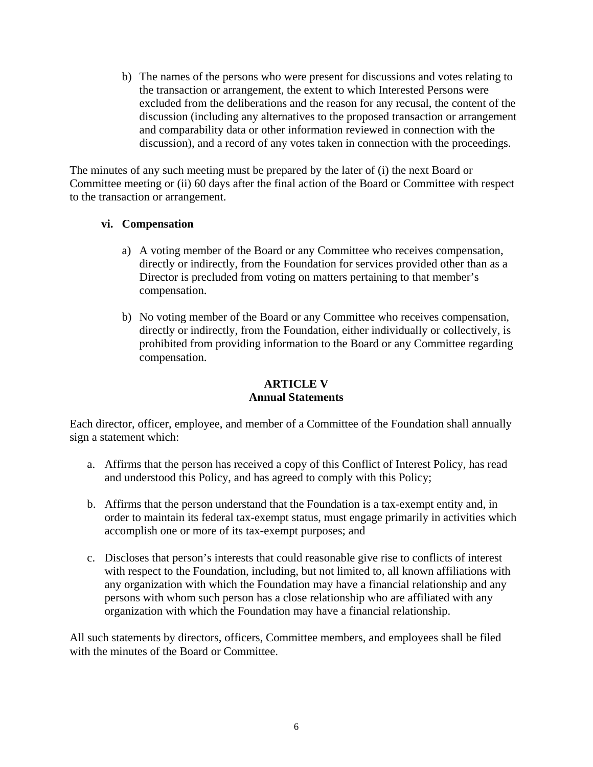b) The names of the persons who were present for discussions and votes relating to the transaction or arrangement, the extent to which Interested Persons were excluded from the deliberations and the reason for any recusal, the content of the discussion (including any alternatives to the proposed transaction or arrangement and comparability data or other information reviewed in connection with the discussion), and a record of any votes taken in connection with the proceedings.

The minutes of any such meeting must be prepared by the later of (i) the next Board or Committee meeting or (ii) 60 days after the final action of the Board or Committee with respect to the transaction or arrangement.

**vi. Compensation**

a) A voting member of the Board or any Committee who receives compensation, directly or indirectly, from the Foundation for services provided other than as a Director is precluded from voting on matters pertaining to that member's compensation.

b) No voting member of the Board or any Committee who receives compensation, directly or indirectly, from the Foundation, either individually or collectively, is prohibited from providing information to the Board or any Committee regarding compensation.

## ARTICLE V
## Annual Statements

Each director, officer, employee, and member of a Committee of the Foundation shall annually sign a statement which:

a. Affirms that the person has received a copy of this Conflict of Interest Policy, has read and understood this Policy, and has agreed to comply with this Policy;

b. Affirms that the person understand that the Foundation is a tax-exempt entity and, in order to maintain its federal tax-exempt status, must engage primarily in activities which accomplish one or more of its tax-exempt purposes; and

c. Discloses that person's interests that could reasonable give rise to conflicts of interest with respect to the Foundation, including, but not limited to, all known affiliations with any organization with which the Foundation may have a financial relationship and any persons with whom such person has a close relationship who are affiliated with any organization with which the Foundation may have a financial relationship.

All such statements by directors, officers, Committee members, and employees shall be filed with the minutes of the Board or Committee.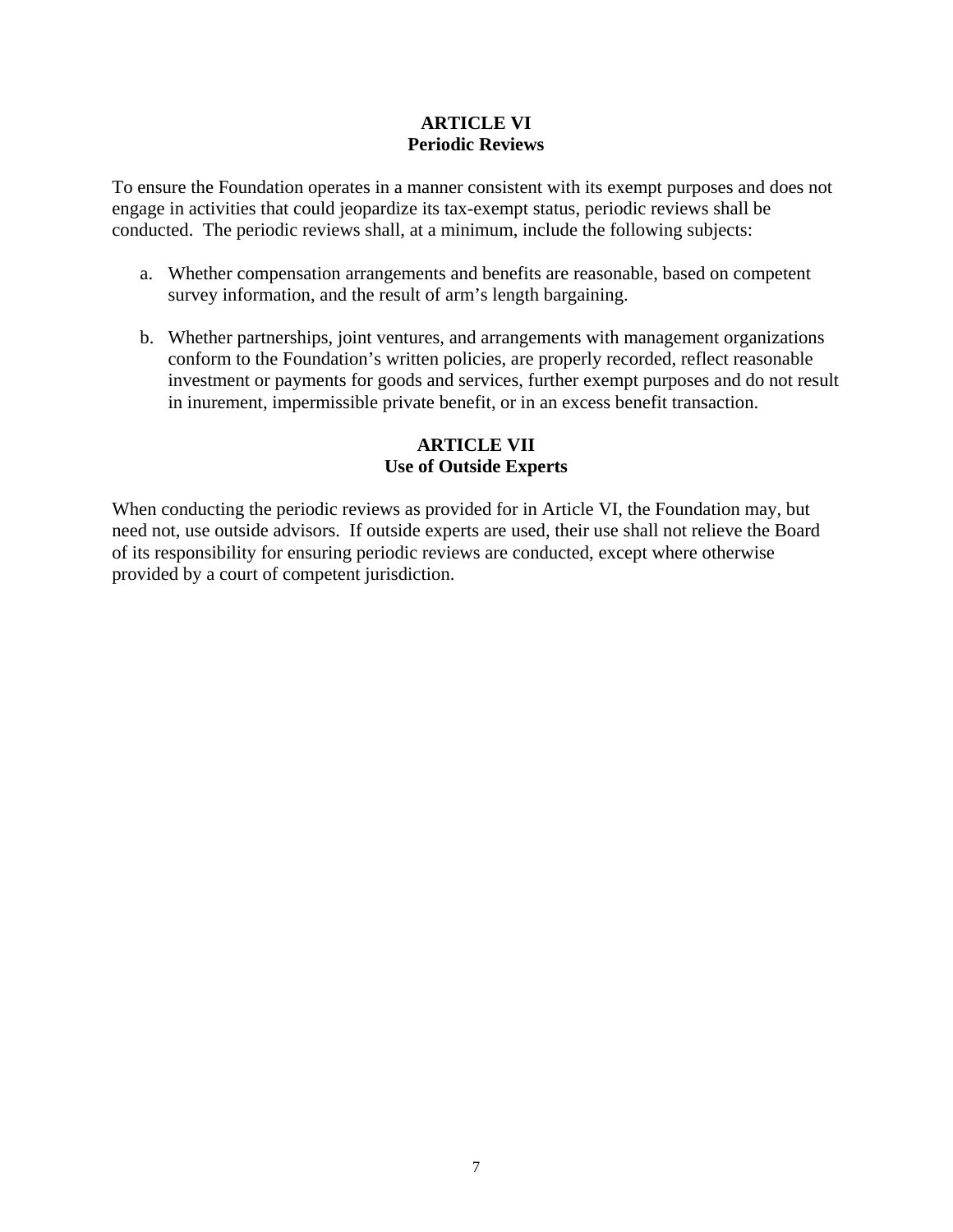## ARTICLE VI
## Periodic Reviews

To ensure the Foundation operates in a manner consistent with its exempt purposes and does not engage in activities that could jeopardize its tax-exempt status, periodic reviews shall be conducted. The periodic reviews shall, at a minimum, include the following subjects:

a. Whether compensation arrangements and benefits are reasonable, based on competent survey information, and the result of arm's length bargaining.

b. Whether partnerships, joint ventures, and arrangements with management organizations conform to the Foundation's written policies, are properly recorded, reflect reasonable investment or payments for goods and services, further exempt purposes and do not result in inurement, impermissible private benefit, or in an excess benefit transaction.

## ARTICLE VII
## Use of Outside Experts

When conducting the periodic reviews as provided for in Article VI, the Foundation may, but need not, use outside advisors. If outside experts are used, their use shall not relieve the Board of its responsibility for ensuring periodic reviews are conducted, except where otherwise provided by a court of competent jurisdiction.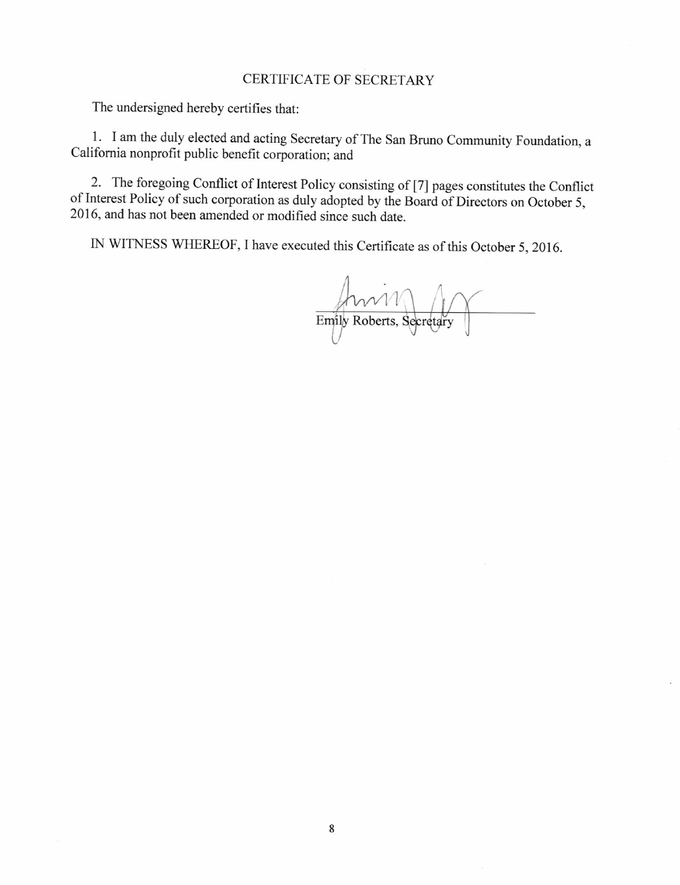# CERTIFICATE OF SECRETARY

The undersigned hereby certifies that:

1. I am the duly elected and acting Secretary of The San Bruno Community Foundation, a California nonprofit public benefit corporation; and

2. The foregoing Conflict of Interest Policy consisting of [7] pages constitutes the Conflict of Interest Policy of such corporation as duly adopted by the Board of Directors on October 5, 2016, and has not been amended or modified since such date.

IN WITNESS WHEREOF, I have executed this Certificate as of this October 5, 2016.

Emily Roberts, Secretary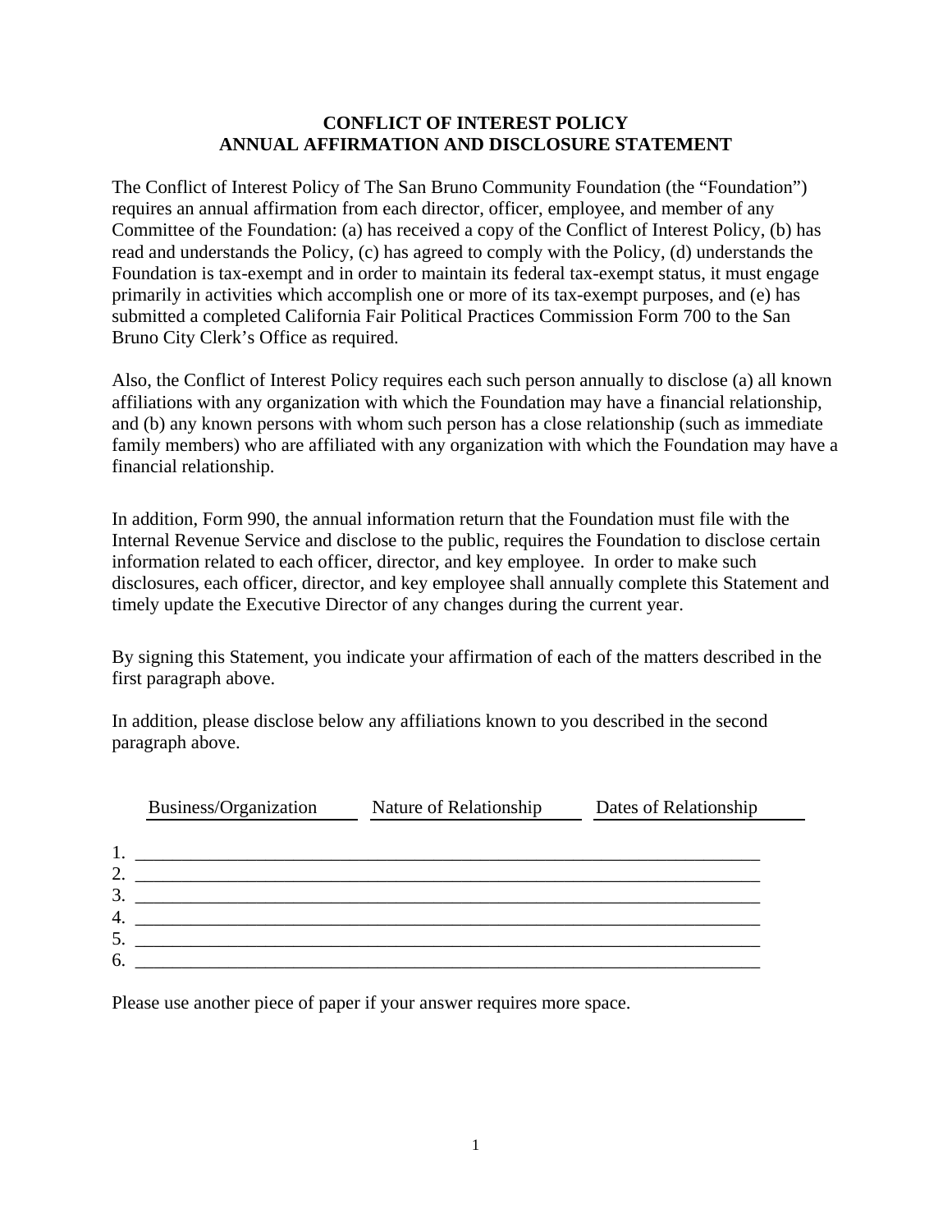**CONFLICT OF INTEREST POLICY**
**ANNUAL AFFIRMATION AND DISCLOSURE STATEMENT**

The Conflict of Interest Policy of The San Bruno Community Foundation (the "Foundation") requires an annual affirmation from each director, officer, employee, and member of any Committee of the Foundation: (a) has received a copy of the Conflict of Interest Policy, (b) has read and understands the Policy, (c) has agreed to comply with the Policy, (d) understands the Foundation is tax-exempt and in order to maintain its federal tax-exempt status, it must engage primarily in activities which accomplish one or more of its tax-exempt purposes, and (e) has submitted a completed California Fair Political Practices Commission Form 700 to the San Bruno City Clerk's Office as required.

Also, the Conflict of Interest Policy requires each such person annually to disclose (a) all known affiliations with any organization with which the Foundation may have a financial relationship, and (b) any known persons with whom such person has a close relationship (such as immediate family members) who are affiliated with any organization with which the Foundation may have a financial relationship.

In addition, Form 990, the annual information return that the Foundation must file with the Internal Revenue Service and disclose to the public, requires the Foundation to disclose certain information related to each officer, director, and key employee. In order to make such disclosures, each officer, director, and key employee shall annually complete this Statement and timely update the Executive Director of any changes during the current year.

By signing this Statement, you indicate your affirmation of each of the matters described in the first paragraph above.

In addition, please disclose below any affiliations known to you described in the second paragraph above.

| | Business/Organization | Nature of Relationship | Dates of Relationship |
|---|---|---|---|
| 1. | | | |
| 2. | | | |
| 3. | | | |
| 4. | | | |
| 5. | | | |
| 6. | | | |

Please use another piece of paper if your answer requires more space.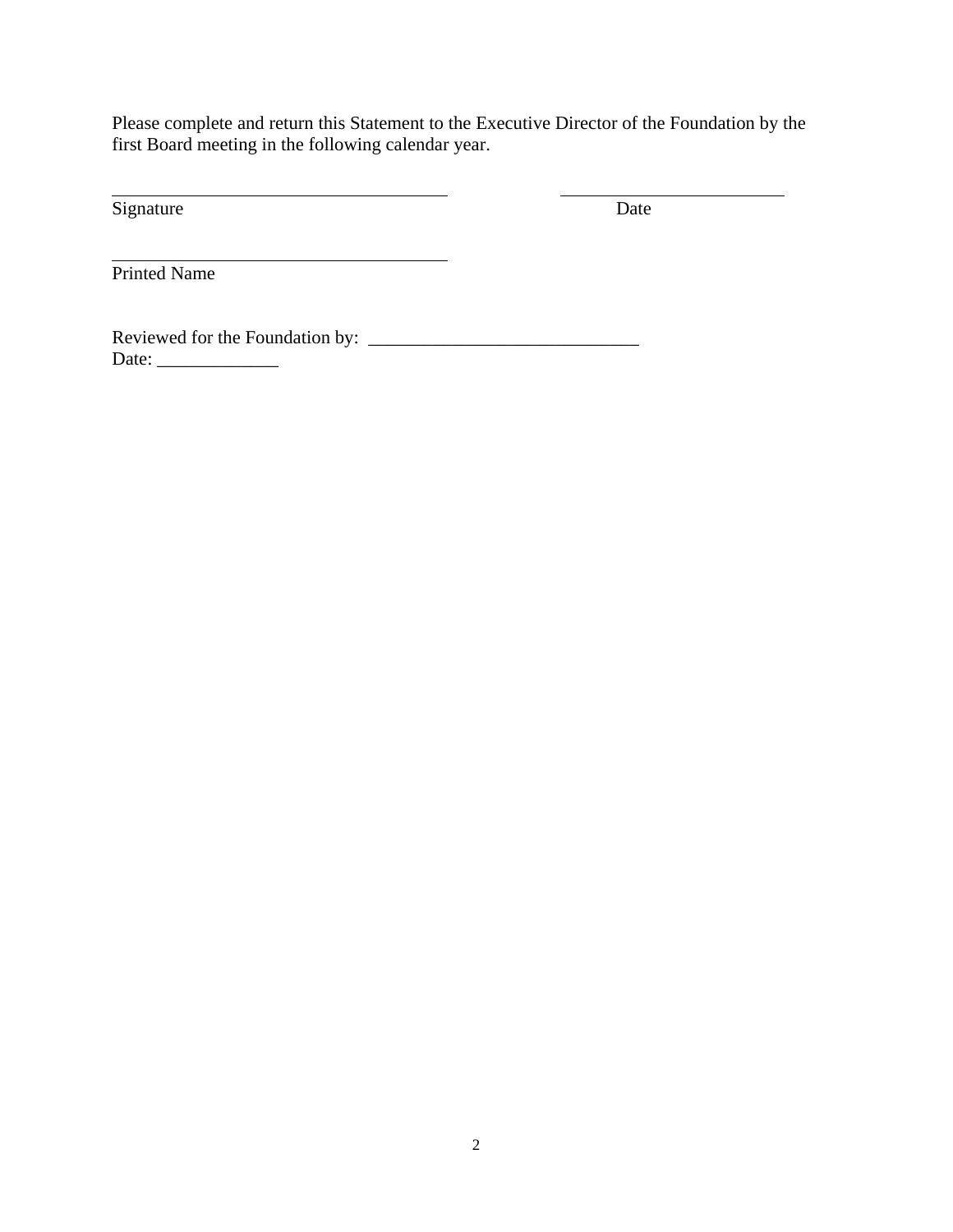Please complete and return this Statement to the Executive Director of the Foundation by the first Board meeting in the following calendar year.

_______________________________________ _________________________

Signature Date

_______________________________________

Printed Name

Reviewed for the Foundation by: _____________________________

Date: _____________